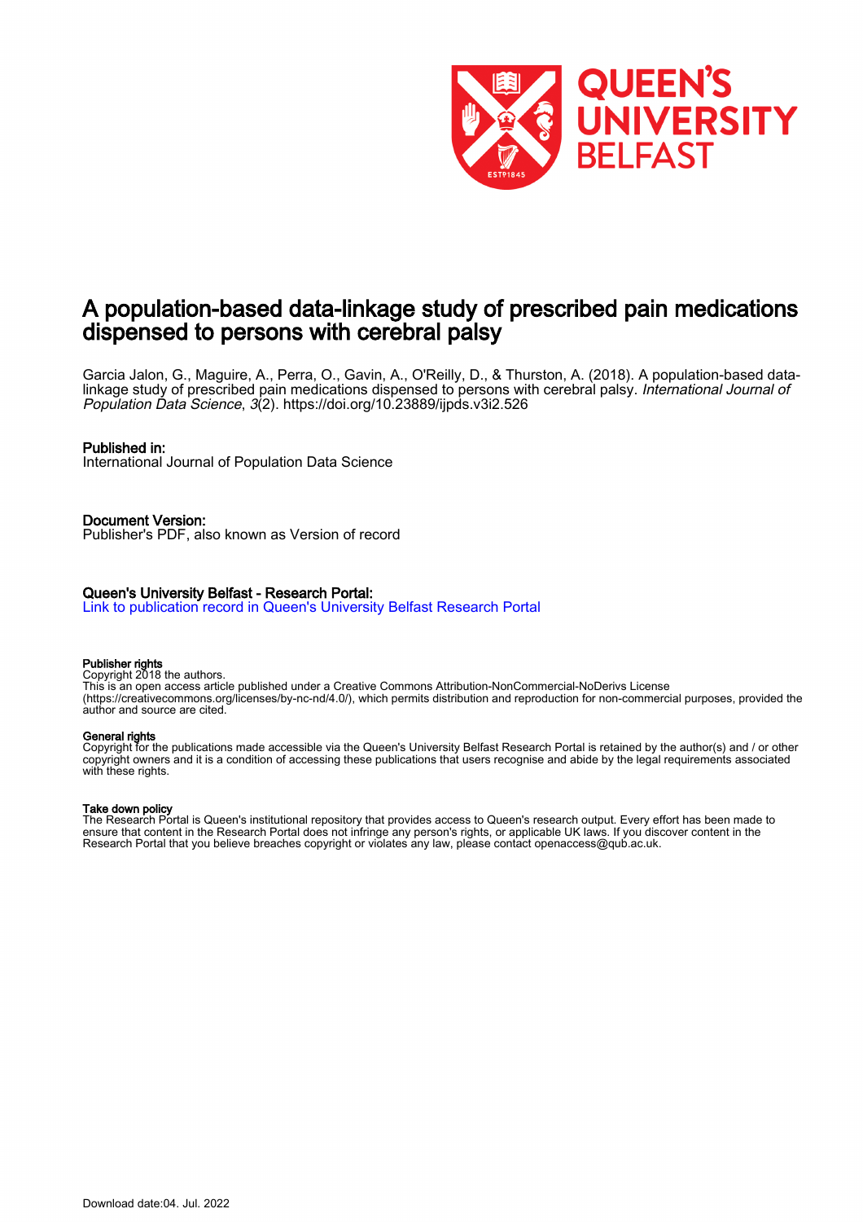# A population-based data-linkage study of prescribed pain medications dispensed to persons with cerebral palsy

Garcia Jalon, G., Maguire, A., Perra, O., Gavin, A., O'Reilly, D., & Thurston, A. (2018). A population-based data-linkage study of prescribed pain medications dispensed to persons with cerebral palsy. *International Journal of Population Data Science*, *3*(2). https://doi.org/10.23889/ijpds.v3i2.526

**Published in:**
International Journal of Population Data Science

**Document Version:**
Publisher's PDF, also known as Version of record

**Queen's University Belfast - Research Portal:**
Link to publication record in Queen's University Belfast Research Portal

**Publisher rights**
Copyright 2018 the authors.
This is an open access article published under a Creative Commons Attribution-NonCommercial-NoDerivs License (https://creativecommons.org/licenses/by-nc-nd/4.0/), which permits distribution and reproduction for non-commercial purposes, provided the author and source are cited.

**General rights**
Copyright for the publications made accessible via the Queen's University Belfast Research Portal is retained by the author(s) and / or other copyright owners and it is a condition of accessing these publications that users recognise and abide by the legal requirements associated with these rights.

**Take down policy**
The Research Portal is Queen's institutional repository that provides access to Queen's research output. Every effort has been made to ensure that content in the Research Portal does not infringe any person's rights, or applicable UK laws. If you discover content in the Research Portal that you believe breaches copyright or violates any law, please contact openaccess@qub.ac.uk.

Download date:04. Jul. 2022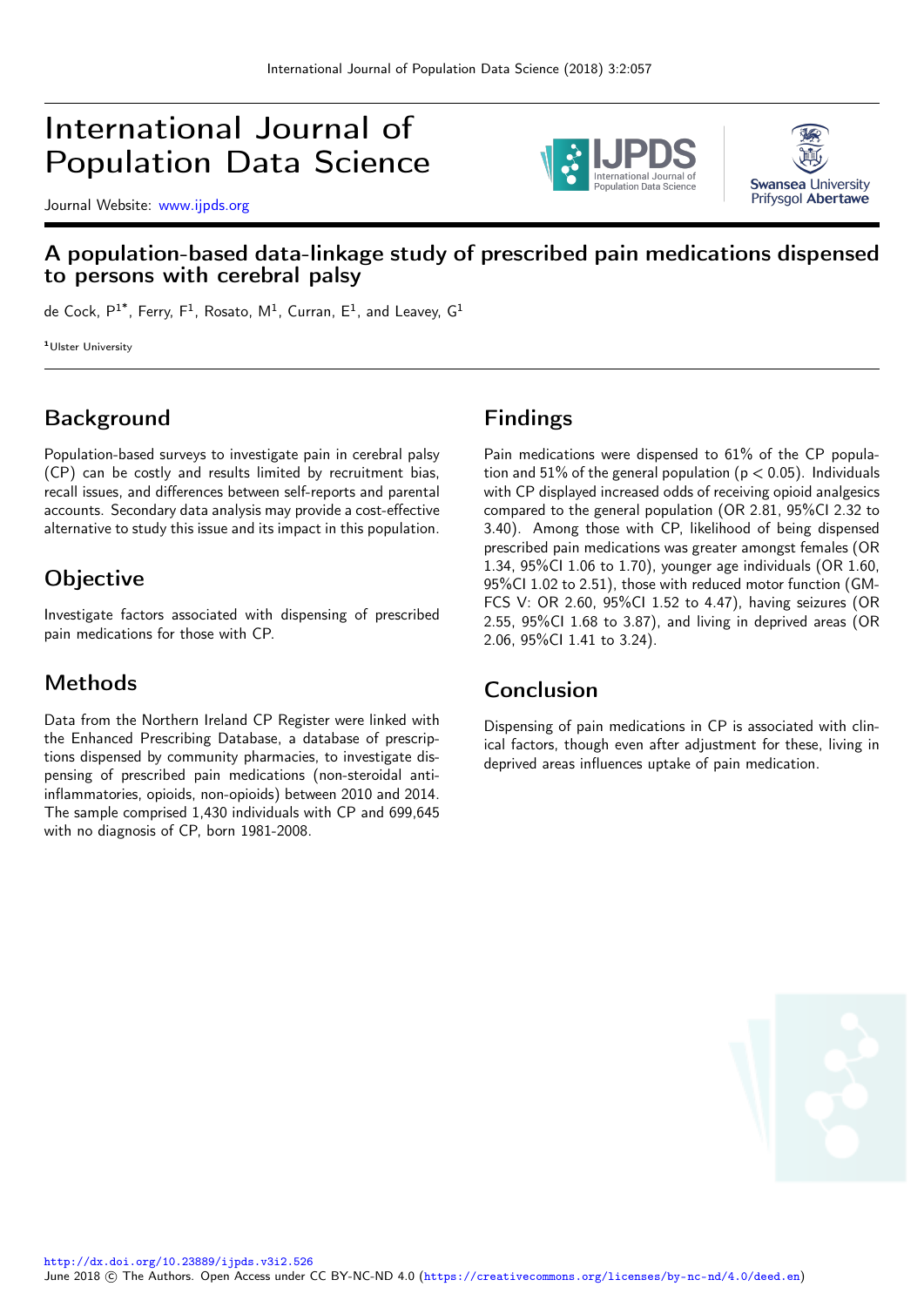# International Journal of Population Data Science

Journal Website: www.ijpds.org

## A population-based data-linkage study of prescribed pain medications dispensed to persons with cerebral palsy

de Cock, P[1*], Ferry, F[1], Rosato, M[1], Curran, E[1], and Leavey, G[1]

[1]Ulster University

## Background

Population-based surveys to investigate pain in cerebral palsy (CP) can be costly and results limited by recruitment bias, recall issues, and differences between self-reports and parental accounts. Secondary data analysis may provide a cost-effective alternative to study this issue and its impact in this population.

## Objective

Investigate factors associated with dispensing of prescribed pain medications for those with CP.

## Methods

Data from the Northern Ireland CP Register were linked with the Enhanced Prescribing Database, a database of prescriptions dispensed by community pharmacies, to investigate dispensing of prescribed pain medications (non-steroidal anti-inflammatories, opioids, non-opioids) between 2010 and 2014. The sample comprised 1,430 individuals with CP and 699,645 with no diagnosis of CP, born 1981-2008.

## Findings

Pain medications were dispensed to 61% of the CP population and 51% of the general population ($p < 0.05$). Individuals with CP displayed increased odds of receiving opioid analgesics compared to the general population (OR 2.81, 95%CI 2.32 to 3.40). Among those with CP, likelihood of being dispensed prescribed pain medications was greater amongst females (OR 1.34, 95%CI 1.06 to 1.70), younger age individuals (OR 1.60, 95%CI 1.02 to 2.51), those with reduced motor function (GMFCS V: OR 2.60, 95%CI 1.52 to 4.47), having seizures (OR 2.55, 95%CI 1.68 to 3.87), and living in deprived areas (OR 2.06, 95%CI 1.41 to 3.24).

## Conclusion

Dispensing of pain medications in CP is associated with clinical factors, though even after adjustment for these, living in deprived areas influences uptake of pain medication.

http://dx.doi.org/10.23889/ijpds.v3i2.526

June 2018 © The Authors. Open Access under CC BY-NC-ND 4.0 (https://creativecommons.org/licenses/by-nc-nd/4.0/deed.en)